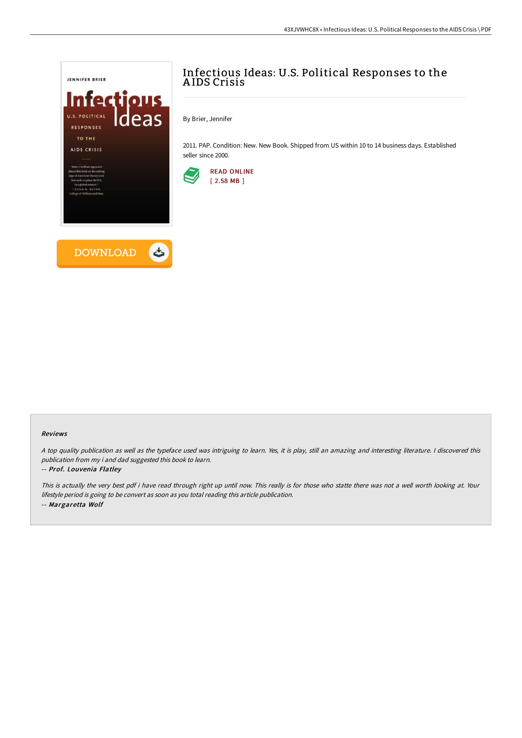# Infectious Ideas: U.S. Political Responses to the AIDS Crisis

By Brier, Jennifer

2011. PAP. Condition: New. New Book. Shipped from US within 10 to 14 business days. Established seller since 2000.

READ ONLINE
[ 2.58 MB ]

DOWNLOAD

### Reviews

*A top quality publication as well as the typeface used was intriguing to learn. Yes, it is play, still an amazing and interesting literature. I discovered this publication from my i and dad suggested this book to learn.*

-- *Prof. Louvenia Flatley*

*This is actually the very best pdf i have read through right up until now. This really is for those who statte there was not a well worth looking at. Your lifestyle period is going to be convert as soon as you total reading this article publication.*

-- *Margaretta Wolf*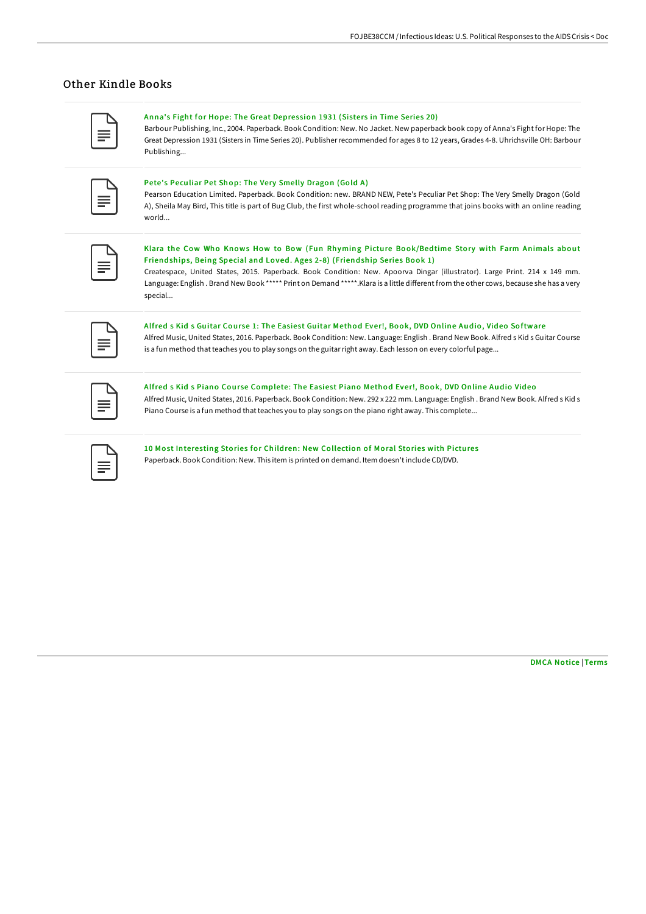## Other Kindle Books

### Anna's Fight for Hope: The Great Depression 1931 (Sisters in Time Series 20)

Barbour Publishing, Inc., 2004. Paperback. Book Condition: New. No Jacket. New paperback book copy of Anna's Fight for Hope: The Great Depression 1931 (Sisters in Time Series 20). Publisher recommended for ages 8 to 12 years, Grades 4-8. Uhrichsville OH: Barbour Publishing...

### Pete's Peculiar Pet Shop: The Very Smelly Dragon (Gold A)

Pearson Education Limited. Paperback. Book Condition: new. BRAND NEW, Pete's Peculiar Pet Shop: The Very Smelly Dragon (Gold A), Sheila May Bird, This title is part of Bug Club, the first whole-school reading programme that joins books with an online reading world...

### Klara the Cow Who Knows How to Bow (Fun Rhyming Picture Book/Bedtime Story with Farm Animals about Friendships, Being Special and Loved. Ages 2-8) (Friendship Series Book 1)

Createspace, United States, 2015. Paperback. Book Condition: New. Apoorva Dingar (illustrator). Large Print. 214 x 149 mm. Language: English . Brand New Book ***** Print on Demand *****.Klara is a little different from the other cows, because she has a very special...

### Alfred s Kid s Guitar Course 1: The Easiest Guitar Method Ever!, Book, DVD Online Audio, Video Software

Alfred Music, United States, 2016. Paperback. Book Condition: New. Language: English . Brand New Book. Alfred s Kid s Guitar Course is a fun method that teaches you to play songs on the guitar right away. Each lesson on every colorful page...

### Alfred s Kid s Piano Course Complete: The Easiest Piano Method Ever!, Book, DVD Online Audio Video

Alfred Music, United States, 2016. Paperback. Book Condition: New. 292 x 222 mm. Language: English . Brand New Book. Alfred s Kid s Piano Course is a fun method that teaches you to play songs on the piano right away. This complete...

### 10 Most Interesting Stories for Children: New Collection of Moral Stories with Pictures

Paperback. Book Condition: New. This item is printed on demand. Item doesn't include CD/DVD.